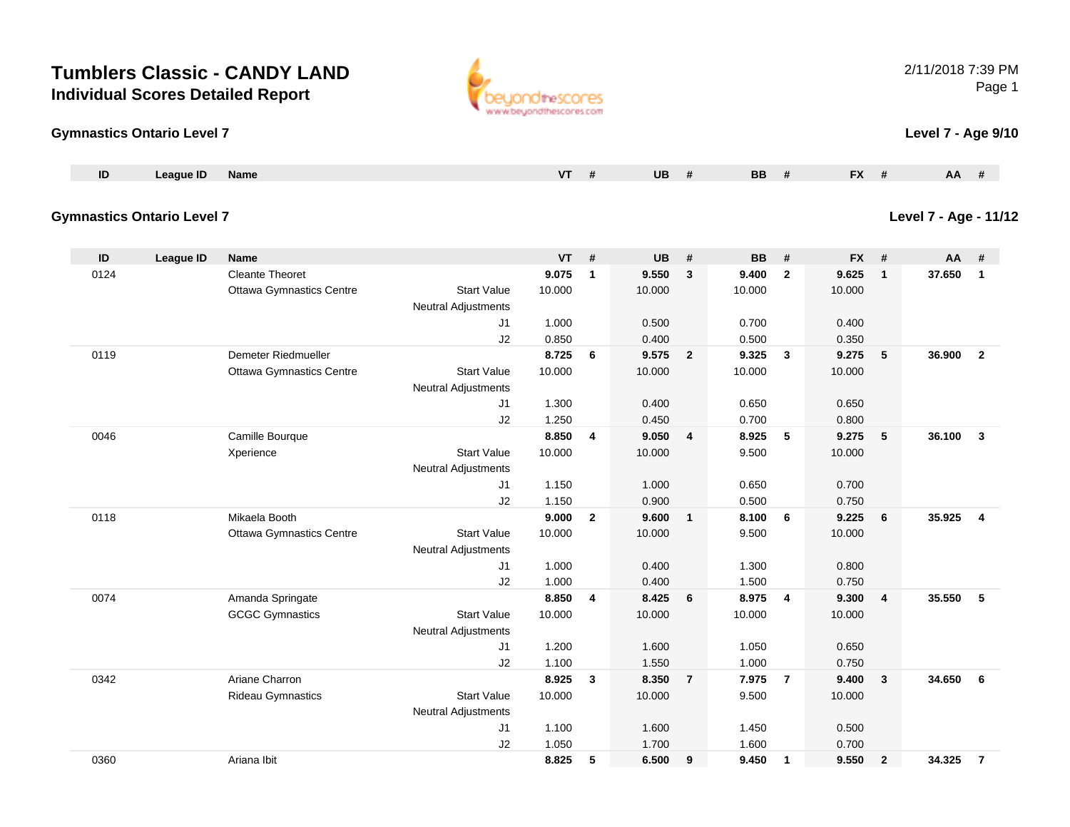# Tumblers Classic - CANDY LAND

## Individual Scores Detailed Report

2/11/2018 7:39 PM

### Gymnastics Ontario Level 7

**Level 7 - Age 9/10**

| ID | League ID | Name | | VT | # | UB | # | BB | # | FX | # | AA | # |
|---|---|---|---|---|---|---|---|---|---|---|---|---|---|

### Gymnastics Ontario Level 7

**Level 7 - Age - 11/12**

| ID | League ID | Name | | VT | # | UB | # | BB | # | FX | # | AA | # |
|---|---|---|---|---|---|---|---|---|---|---|---|---|---|
| 0124 | | Cleante Theoret | | **9.075** | **1** | **9.550** | **3** | **9.400** | **2** | **9.625** | **1** | **37.650** | **1** |
| | | Ottawa Gymnastics Centre | Start Value | 10.000 | | 10.000 | | 10.000 | | 10.000 | | | |
| | | | Neutral Adjustments | | | | | | | | | | |
| | | | J1 | 1.000 | | 0.500 | | 0.700 | | 0.400 | | | |
| | | | J2 | 0.850 | | 0.400 | | 0.500 | | 0.350 | | | |
| 0119 | | Demeter Riedmueller | | **8.725** | **6** | **9.575** | **2** | **9.325** | **3** | **9.275** | **5** | **36.900** | **2** |
| | | Ottawa Gymnastics Centre | Start Value | 10.000 | | 10.000 | | 10.000 | | 10.000 | | | |
| | | | Neutral Adjustments | | | | | | | | | | |
| | | | J1 | 1.300 | | 0.400 | | 0.650 | | 0.650 | | | |
| | | | J2 | 1.250 | | 0.450 | | 0.700 | | 0.800 | | | |
| 0046 | | Camille Bourque | | **8.850** | **4** | **9.050** | **4** | **8.925** | **5** | **9.275** | **5** | **36.100** | **3** |
| | | Xperience | Start Value | 10.000 | | 10.000 | | 9.500 | | 10.000 | | | |
| | | | Neutral Adjustments | | | | | | | | | | |
| | | | J1 | 1.150 | | 1.000 | | 0.650 | | 0.700 | | | |
| | | | J2 | 1.150 | | 0.900 | | 0.500 | | 0.750 | | | |
| 0118 | | Mikaela Booth | | **9.000** | **2** | **9.600** | **1** | **8.100** | **6** | **9.225** | **6** | **35.925** | **4** |
| | | Ottawa Gymnastics Centre | Start Value | 10.000 | | 10.000 | | 9.500 | | 10.000 | | | |
| | | | Neutral Adjustments | | | | | | | | | | |
| | | | J1 | 1.000 | | 0.400 | | 1.300 | | 0.800 | | | |
| | | | J2 | 1.000 | | 0.400 | | 1.500 | | 0.750 | | | |
| 0074 | | Amanda Springate | | **8.850** | **4** | **8.425** | **6** | **8.975** | **4** | **9.300** | **4** | **35.550** | **5** |
| | | GCGC Gymnastics | Start Value | 10.000 | | 10.000 | | 10.000 | | 10.000 | | | |
| | | | Neutral Adjustments | | | | | | | | | | |
| | | | J1 | 1.200 | | 1.600 | | 1.050 | | 0.650 | | | |
| | | | J2 | 1.100 | | 1.550 | | 1.000 | | 0.750 | | | |
| 0342 | | Ariane Charron | | **8.925** | **3** | **8.350** | **7** | **7.975** | **7** | **9.400** | **3** | **34.650** | **6** |
| | | Rideau Gymnastics | Start Value | 10.000 | | 10.000 | | 9.500 | | 10.000 | | | |
| | | | Neutral Adjustments | | | | | | | | | | |
| | | | J1 | 1.100 | | 1.600 | | 1.450 | | 0.500 | | | |
| | | | J2 | 1.050 | | 1.700 | | 1.600 | | 0.700 | | | |
| 0360 | | Ariana Ibit | | **8.825** | **5** | **6.500** | **9** | **9.450** | **1** | **9.550** | **2** | **34.325** | **7** |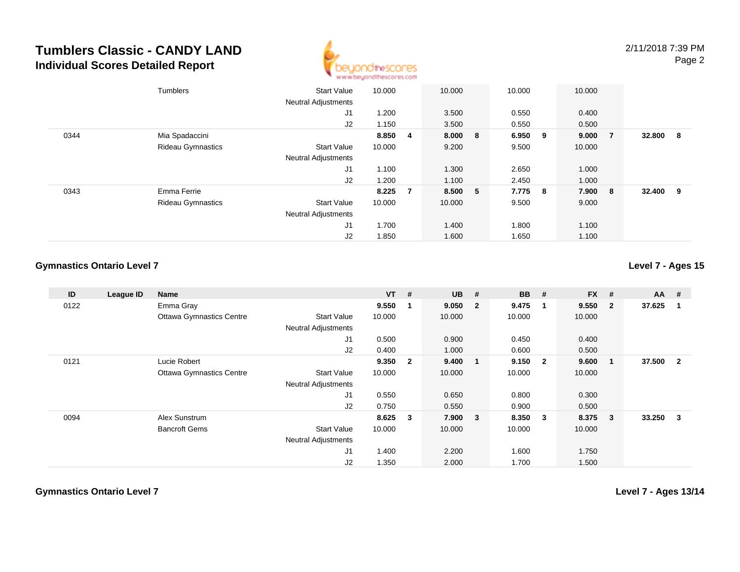| ID | League ID | Name | | VT | # | UB | # | BB | # | FX | # | AA | # |
|---|---|---|---|---|---|---|---|---|---|---|---|---|---|
| | | Tumblers | Start Value | 10.000 | | 10.000 | | 10.000 | | 10.000 | | | |
| | | | Neutral Adjustments | | | | | | | | | | |
| | | | J1 | 1.200 | | 3.500 | | 0.550 | | 0.400 | | | |
| | | | J2 | 1.150 | | 3.500 | | 0.550 | | 0.500 | | | |
| 0344 | | Mia Spadaccini | | **8.850** | **4** | **8.000** | **8** | **6.950** | **9** | **9.000** | **7** | **32.800** | **8** |
| | | Rideau Gymnastics | Start Value | 10.000 | | 9.200 | | 9.500 | | 10.000 | | | |
| | | | Neutral Adjustments | | | | | | | | | | |
| | | | J1 | 1.100 | | 1.300 | | 2.650 | | 1.000 | | | |
| | | | J2 | 1.200 | | 1.100 | | 2.450 | | 1.000 | | | |
| 0343 | | Emma Ferrie | | **8.225** | **7** | **8.500** | **5** | **7.775** | **8** | **7.900** | **8** | **32.400** | **9** |
| | | Rideau Gymnastics | Start Value | 10.000 | | 10.000 | | 9.500 | | 9.000 | | | |
| | | | Neutral Adjustments | | | | | | | | | | |
| | | | J1 | 1.700 | | 1.400 | | 1.800 | | 1.100 | | | |
| | | | J2 | 1.850 | | 1.600 | | 1.650 | | 1.100 | | | |

**Gymnastics Ontario Level 7** — **Level 7 - Ages 15**

| ID | League ID | Name | | VT | # | UB | # | BB | # | FX | # | AA | # |
|---|---|---|---|---|---|---|---|---|---|---|---|---|---|
| 0122 | | Emma Gray | | **9.550** | **1** | **9.050** | **2** | **9.475** | **1** | **9.550** | **2** | **37.625** | **1** |
| | | Ottawa Gymnastics Centre | Start Value | 10.000 | | 10.000 | | 10.000 | | 10.000 | | | |
| | | | Neutral Adjustments | | | | | | | | | | |
| | | | J1 | 0.500 | | 0.900 | | 0.450 | | 0.400 | | | |
| | | | J2 | 0.400 | | 1.000 | | 0.600 | | 0.500 | | | |
| 0121 | | Lucie Robert | | **9.350** | **2** | **9.400** | **1** | **9.150** | **2** | **9.600** | **1** | **37.500** | **2** |
| | | Ottawa Gymnastics Centre | Start Value | 10.000 | | 10.000 | | 10.000 | | 10.000 | | | |
| | | | Neutral Adjustments | | | | | | | | | | |
| | | | J1 | 0.550 | | 0.650 | | 0.800 | | 0.300 | | | |
| | | | J2 | 0.750 | | 0.550 | | 0.900 | | 0.500 | | | |
| 0094 | | Alex Sunstrum | | **8.625** | **3** | **7.900** | **3** | **8.350** | **3** | **8.375** | **3** | **33.250** | **3** |
| | | Bancroft Gems | Start Value | 10.000 | | 10.000 | | 10.000 | | 10.000 | | | |
| | | | Neutral Adjustments | | | | | | | | | | |
| | | | J1 | 1.400 | | 2.200 | | 1.600 | | 1.750 | | | |
| | | | J2 | 1.350 | | 2.000 | | 1.700 | | 1.500 | | | |

**Gymnastics Ontario Level 7** — **Level 7 - Ages 13/14**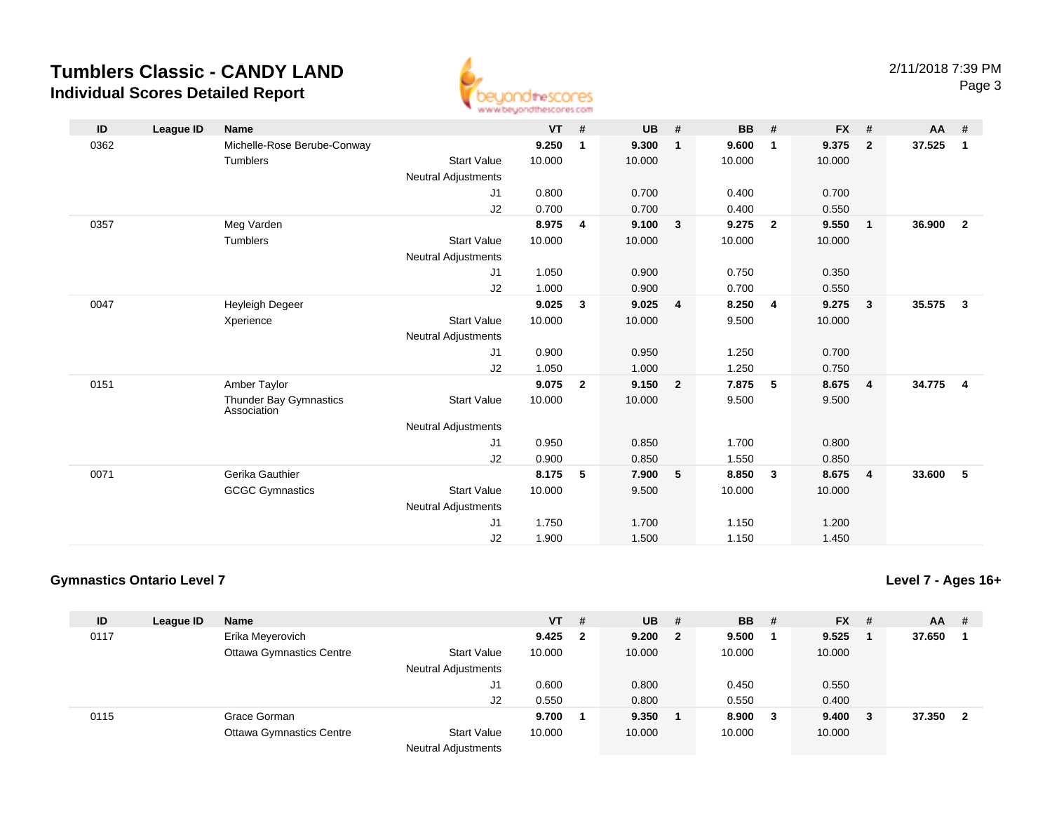# Tumblers Classic - CANDY LAND

## Individual Scores Detailed Report

| ID | League ID | Name | | VT | # | UB | # | BB | # | FX | # | AA | # |
|---|---|---|---|---|---|---|---|---|---|---|---|---|---|
| 0362 | | Michelle-Rose Berube-Conway | | **9.250** | **1** | **9.300** | **1** | **9.600** | **1** | **9.375** | **2** | **37.525** | **1** |
| | | Tumblers | Start Value | 10.000 | | 10.000 | | 10.000 | | 10.000 | | | |
| | | | Neutral Adjustments | | | | | | | | | | |
| | | | J1 | 0.800 | | 0.700 | | 0.400 | | 0.700 | | | |
| | | | J2 | 0.700 | | 0.700 | | 0.400 | | 0.550 | | | |
| 0357 | | Meg Varden | | **8.975** | **4** | **9.100** | **3** | **9.275** | **2** | **9.550** | **1** | **36.900** | **2** |
| | | Tumblers | Start Value | 10.000 | | 10.000 | | 10.000 | | 10.000 | | | |
| | | | Neutral Adjustments | | | | | | | | | | |
| | | | J1 | 1.050 | | 0.900 | | 0.750 | | 0.350 | | | |
| | | | J2 | 1.000 | | 0.900 | | 0.700 | | 0.550 | | | |
| 0047 | | Heyleigh Degeer | | **9.025** | **3** | **9.025** | **4** | **8.250** | **4** | **9.275** | **3** | **35.575** | **3** |
| | | Xperience | Start Value | 10.000 | | 10.000 | | 9.500 | | 10.000 | | | |
| | | | Neutral Adjustments | | | | | | | | | | |
| | | | J1 | 0.900 | | 0.950 | | 1.250 | | 0.700 | | | |
| | | | J2 | 1.050 | | 1.000 | | 1.250 | | 0.750 | | | |
| 0151 | | Amber Taylor | | **9.075** | **2** | **9.150** | **2** | **7.875** | **5** | **8.675** | **4** | **34.775** | **4** |
| | | Thunder Bay Gymnastics Association | Start Value | 10.000 | | 10.000 | | 9.500 | | 9.500 | | | |
| | | | Neutral Adjustments | | | | | | | | | | |
| | | | J1 | 0.950 | | 0.850 | | 1.700 | | 0.800 | | | |
| | | | J2 | 0.900 | | 0.850 | | 1.550 | | 0.850 | | | |
| 0071 | | Gerika Gauthier | | **8.175** | **5** | **7.900** | **5** | **8.850** | **3** | **8.675** | **4** | **33.600** | **5** |
| | | GCGC Gymnastics | Start Value | 10.000 | | 9.500 | | 10.000 | | 10.000 | | | |
| | | | Neutral Adjustments | | | | | | | | | | |
| | | | J1 | 1.750 | | 1.700 | | 1.150 | | 1.200 | | | |
| | | | J2 | 1.900 | | 1.500 | | 1.150 | | 1.450 | | | |

### Gymnastics Ontario Level 7

**Level 7 - Ages 16+**

| ID | League ID | Name | | VT | # | UB | # | BB | # | FX | # | AA | # |
|---|---|---|---|---|---|---|---|---|---|---|---|---|---|
| 0117 | | Erika Meyerovich | | **9.425** | **2** | **9.200** | **2** | **9.500** | **1** | **9.525** | **1** | **37.650** | **1** |
| | | Ottawa Gymnastics Centre | Start Value | 10.000 | | 10.000 | | 10.000 | | 10.000 | | | |
| | | | Neutral Adjustments | | | | | | | | | | |
| | | | J1 | 0.600 | | 0.800 | | 0.450 | | 0.550 | | | |
| | | | J2 | 0.550 | | 0.800 | | 0.550 | | 0.400 | | | |
| 0115 | | Grace Gorman | | **9.700** | **1** | **9.350** | **1** | **8.900** | **3** | **9.400** | **3** | **37.350** | **2** |
| | | Ottawa Gymnastics Centre | Start Value | 10.000 | | 10.000 | | 10.000 | | 10.000 | | | |
| | | | Neutral Adjustments | | | | | | | | | | |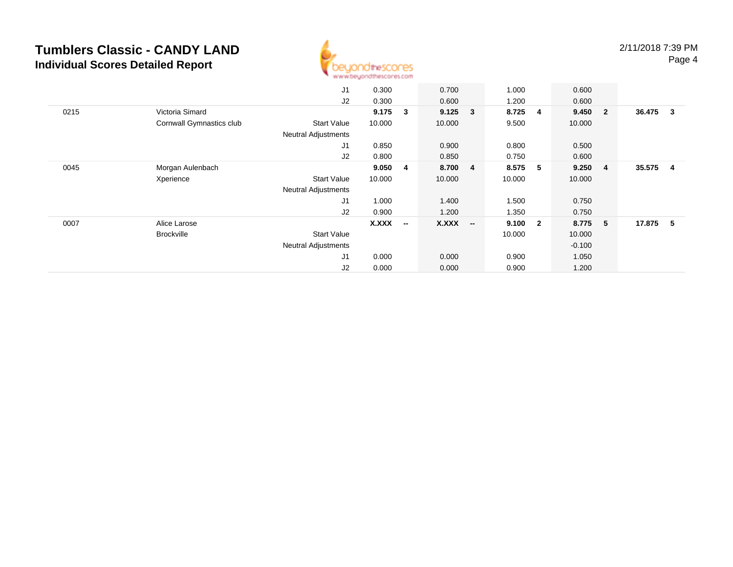# Tumblers Classic - CANDY LAND

## Individual Scores Detailed Report

2/11/2018 7:39 PM

| | | | | | | | | | | | | |
|---|---|---|---|---|---|---|---|---|---|---|---|---|
| | | J1 | 0.300 | | 0.700 | | 1.000 | | 0.600 | | | |
| | | J2 | 0.300 | | 0.600 | | 1.200 | | 0.600 | | | |
| 0215 | Victoria Simard | | **9.175** | **3** | **9.125** | **3** | **8.725** | **4** | **9.450** | **2** | **36.475** | **3** |
| | Cornwall Gymnastics club | Start Value | 10.000 | | 10.000 | | 9.500 | | 10.000 | | | |
| | | Neutral Adjustments | | | | | | | | | | |
| | | J1 | 0.850 | | 0.900 | | 0.800 | | 0.500 | | | |
| | | J2 | 0.800 | | 0.850 | | 0.750 | | 0.600 | | | |
| 0045 | Morgan Aulenbach | | **9.050** | **4** | **8.700** | **4** | **8.575** | **5** | **9.250** | **4** | **35.575** | **4** |
| | Xperience | Start Value | 10.000 | | 10.000 | | 10.000 | | 10.000 | | | |
| | | Neutral Adjustments | | | | | | | | | | |
| | | J1 | 1.000 | | 1.400 | | 1.500 | | 0.750 | | | |
| | | J2 | 0.900 | | 1.200 | | 1.350 | | 0.750 | | | |
| 0007 | Alice Larose | | **X.XXX** | **--** | **X.XXX** | **--** | **9.100** | **2** | **8.775** | **5** | **17.875** | **5** |
| | Brockville | Start Value | | | | | 10.000 | | 10.000 | | | |
| | | Neutral Adjustments | | | | | | | -0.100 | | | |
| | | J1 | 0.000 | | 0.000 | | 0.900 | | 1.050 | | | |
| | | J2 | 0.000 | | 0.000 | | 0.900 | | 1.200 | | | |